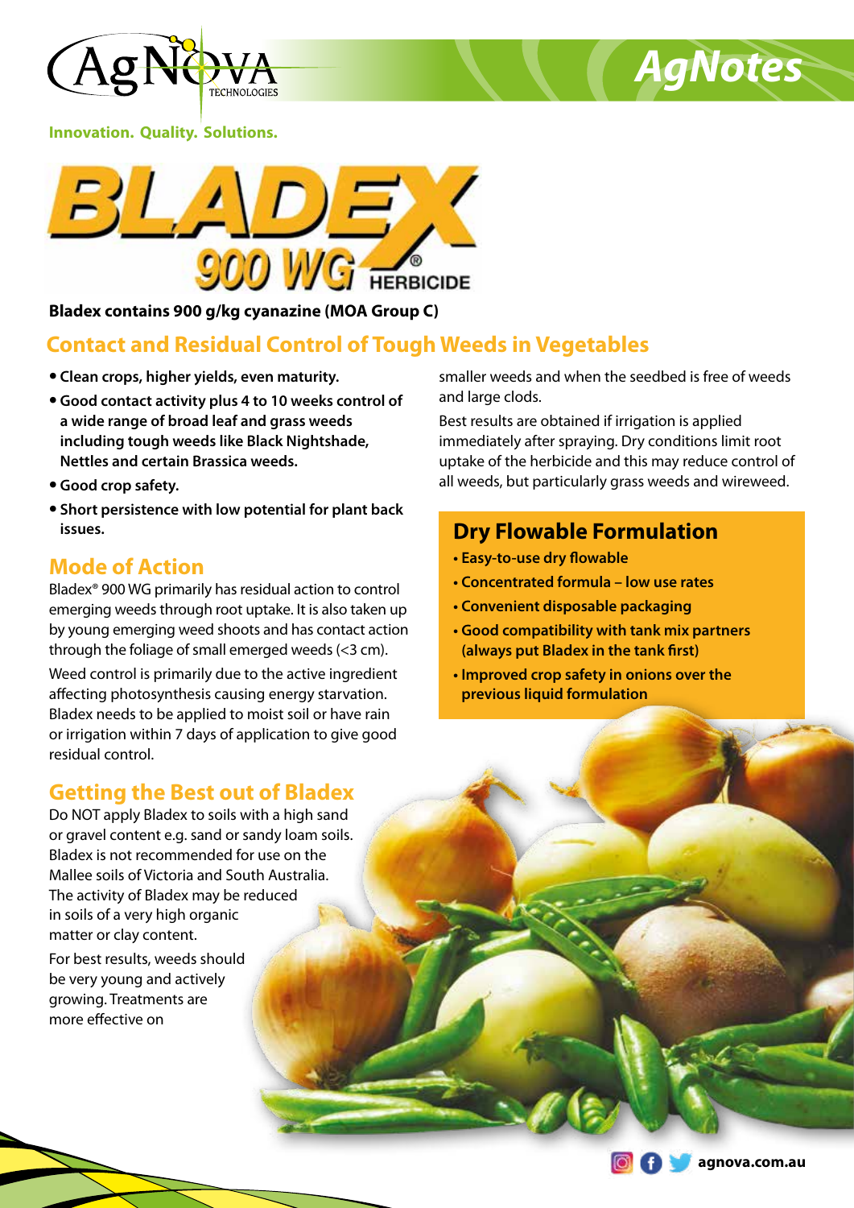AgNova Technologies

AgNotes

**Innovation. Quality. Solutions.**

# BLADEX 900 WG® HERBICIDE

**Bladex contains 900 g/kg cyanazine (MOA Group C)**

## Contact and Residual Control of Tough Weeds in Vegetables

- **Clean crops, higher yields, even maturity.**
- **Good contact activity plus 4 to 10 weeks control of a wide range of broad leaf and grass weeds including tough weeds like Black Nightshade, Nettles and certain Brassica weeds.**
- **Good crop safety.**
- **Short persistence with low potential for plant back issues.**

## Mode of Action

Bladex® 900 WG primarily has residual action to control emerging weeds through root uptake. It is also taken up by young emerging weed shoots and has contact action through the foliage of small emerged weeds (<3 cm).

Weed control is primarily due to the active ingredient affecting photosynthesis causing energy starvation. Bladex needs to be applied to moist soil or have rain or irrigation within 7 days of application to give good residual control.

## Getting the Best out of Bladex

Do NOT apply Bladex to soils with a high sand or gravel content e.g. sand or sandy loam soils. Bladex is not recommended for use on the Mallee soils of Victoria and South Australia. The activity of Bladex may be reduced in soils of a very high organic matter or clay content.

For best results, weeds should be very young and actively growing. Treatments are more effective on smaller weeds and when the seedbed is free of weeds and large clods.

Best results are obtained if irrigation is applied immediately after spraying. Dry conditions limit root uptake of the herbicide and this may reduce control of all weeds, but particularly grass weeds and wireweed.

## Dry Flowable Formulation

- **Easy-to-use dry flowable**
- **Concentrated formula – low use rates**
- **Convenient disposable packaging**
- **Good compatibility with tank mix partners (always put Bladex in the tank first)**
- **Improved crop safety in onions over the previous liquid formulation**

agnova.com.au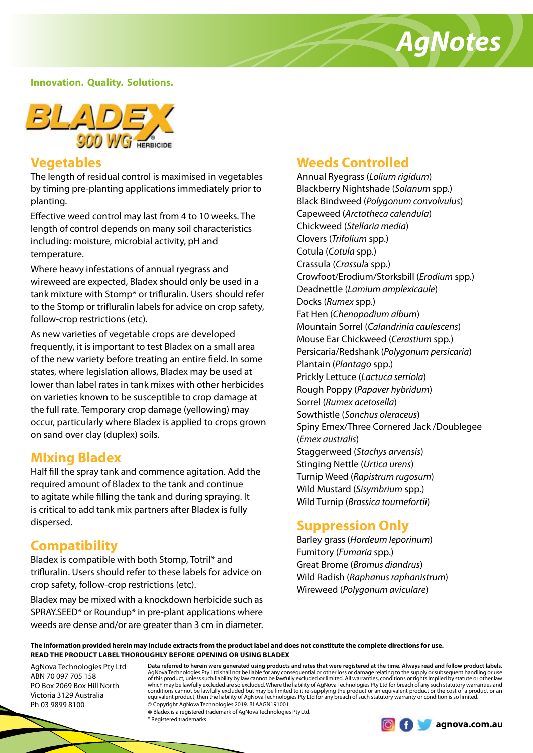Innovation. Quality. Solutions.

BLADEX® 900 WG HERBICIDE

## Vegetables

The length of residual control is maximised in vegetables by timing pre-planting applications immediately prior to planting.

Effective weed control may last from 4 to 10 weeks. The length of control depends on many soil characteristics including: moisture, microbial activity, pH and temperature.

Where heavy infestations of annual ryegrass and wireweed are expected, Bladex should only be used in a tank mixture with Stomp* or trifluralin. Users should refer to the Stomp or trifluralin labels for advice on crop safety, follow-crop restrictions (etc).

As new varieties of vegetable crops are developed frequently, it is important to test Bladex on a small area of the new variety before treating an entire field. In some states, where legislation allows, Bladex may be used at lower than label rates in tank mixes with other herbicides on varieties known to be susceptible to crop damage at the full rate. Temporary crop damage (yellowing) may occur, particularly where Bladex is applied to crops grown on sand over clay (duplex) soils.

## MIxing Bladex

Half fill the spray tank and commence agitation. Add the required amount of Bladex to the tank and continue to agitate while filling the tank and during spraying. It is critical to add tank mix partners after Bladex is fully dispersed.

## Compatibility

Bladex is compatible with both Stomp, Totril* and trifluralin. Users should refer to these labels for advice on crop safety, follow-crop restrictions (etc).

Bladex may be mixed with a knockdown herbicide such as SPRAY.SEED* or Roundup* in pre-plant applications where weeds are dense and/or are greater than 3 cm in diameter.

## Weeds Controlled

Annual Ryegrass (*Lolium rigidum*)
Blackberry Nightshade (*Solanum* spp.)
Black Bindweed (*Polygonum convolvulus*)
Capeweed (*Arctotheca calendula*)
Chickweed (*Stellaria media*)
Clovers (*Trifolium* spp.)
Cotula (*Cotula* spp.)
Crassula (*Crassula* spp.)
Crowfoot/Erodium/Storksbill (*Erodium* spp.)
Deadnettle (*Lamium amplexicaule*)
Docks (*Rumex* spp.)
Fat Hen (*Chenopodium album*)
Mountain Sorrel (*Calandrinia caulescens*)
Mouse Ear Chickweed (*Cerastium* spp.)
Persicaria/Redshank (*Polygonum persicaria*)
Plantain (*Plantago* spp.)
Prickly Lettuce (*Lactuca serriola*)
Rough Poppy (*Papaver hybridum*)
Sorrel (*Rumex acetosella*)
Sowthistle (*Sonchus oleraceus*)
Spiny Emex/Three Cornered Jack /Doublegee (*Emex australis*)
Staggerweed (*Stachys arvensis*)
Stinging Nettle (*Urtica urens*)
Turnip Weed (*Rapistrum rugosum*)
Wild Mustard (*Sisymbrium* spp.)
Wild Turnip (*Brassica tournefortii*)

## Suppression Only

Barley grass (*Hordeum leporinum*)
Fumitory (*Fumaria* spp.)
Great Brome (*Bromus diandrus*)
Wild Radish (*Raphanus raphanistrum*)
Wireweed (*Polygonum aviculare*)

**The information provided herein may include extracts from the product label and does not constitute the complete directions for use.**
**READ THE PRODUCT LABEL THOROUGHLY BEFORE OPENING OR USING BLADEX**

AgNova Technologies Pty Ltd
ABN 70 097 705 158
PO Box 2069 Box Hill North
Victoria 3129 Australia
Ph 03 9899 8100

**Data referred to herein were generated using products and rates that were registered at the time. Always read and follow product labels.** AgNova Technologies Pty Ltd shall not be liable for any consequential or other loss or damage relating to the supply or subsequent handling or use of this product, unless such liability by law cannot be lawfully excluded or limited. All warranties, conditions or rights implied by statute or other law which may be lawfully excluded are so excluded. Where the liability of AgNova Technologies Pty Ltd for breach of any such statutory warranties and conditions cannot be lawfully excluded but may be limited to it re-supplying the product or an equivalent product or the cost of a product or an equivalent product, then the liability of AgNova Technologies Pty Ltd for any breach of such statutory warranty or condition is so limited.
© Copyright AgNova Technologies 2019. BLAAGN191001
® Bladex is a registered trademark of AgNova Technologies Pty Ltd.
* Registered trademarks

agnova.com.au